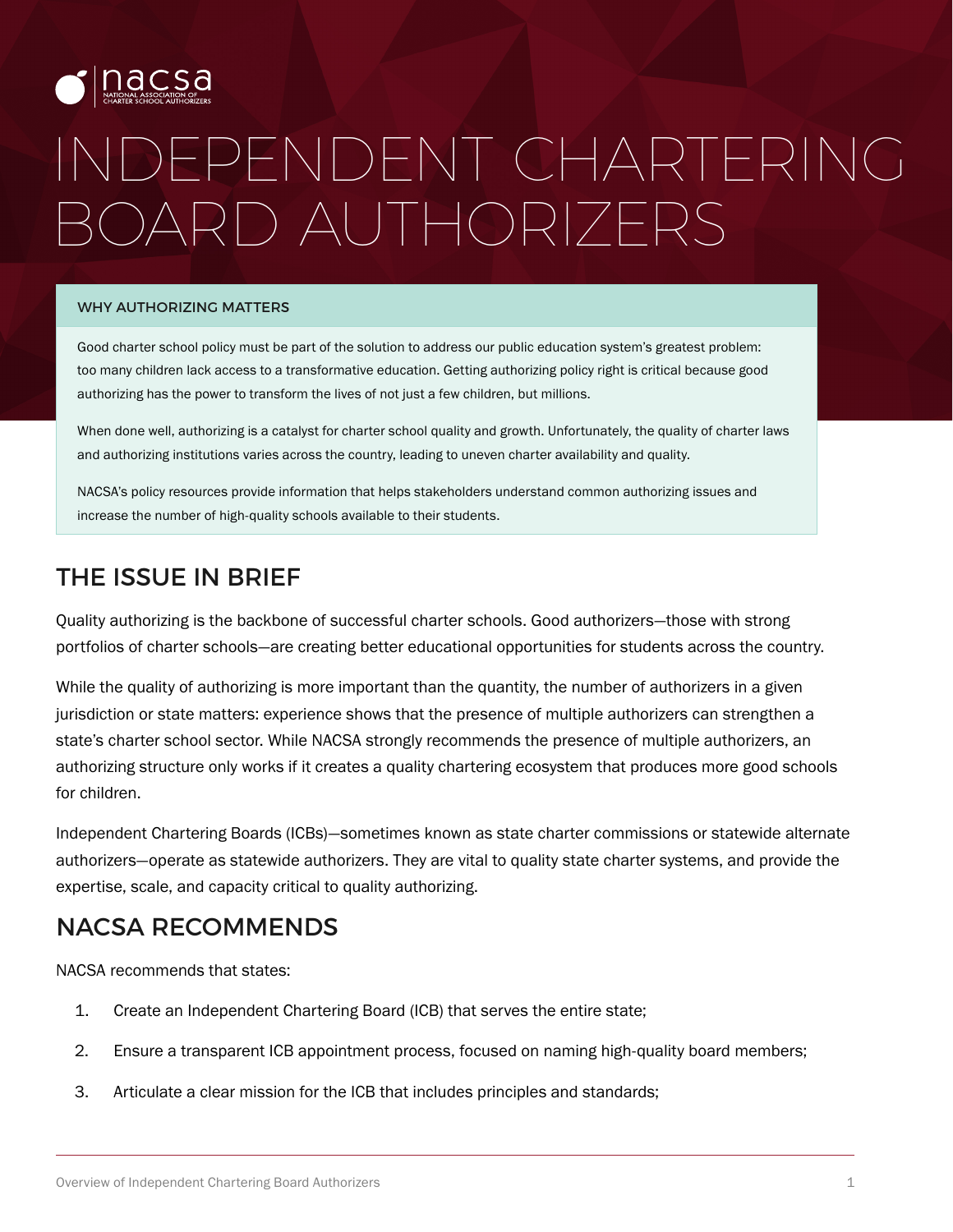nacsa
NATIONAL ASSOCIATION OF CHARTER SCHOOL AUTHORIZERS

# INDEPENDENT CHARTERING BOARD AUTHORIZERS

**WHY AUTHORIZING MATTERS**

Good charter school policy must be part of the solution to address our public education system's greatest problem: too many children lack access to a transformative education. Getting authorizing policy right is critical because good authorizing has the power to transform the lives of not just a few children, but millions.

When done well, authorizing is a catalyst for charter school quality and growth. Unfortunately, the quality of charter laws and authorizing institutions varies across the country, leading to uneven charter availability and quality.

NACSA's policy resources provide information that helps stakeholders understand common authorizing issues and increase the number of high-quality schools available to their students.

## THE ISSUE IN BRIEF

Quality authorizing is the backbone of successful charter schools. Good authorizers—those with strong portfolios of charter schools—are creating better educational opportunities for students across the country.

While the quality of authorizing is more important than the quantity, the number of authorizers in a given jurisdiction or state matters: experience shows that the presence of multiple authorizers can strengthen a state's charter school sector. While NACSA strongly recommends the presence of multiple authorizers, an authorizing structure only works if it creates a quality chartering ecosystem that produces more good schools for children.

Independent Chartering Boards (ICBs)—sometimes known as state charter commissions or statewide alternate authorizers—operate as statewide authorizers. They are vital to quality state charter systems, and provide the expertise, scale, and capacity critical to quality authorizing.

## NACSA RECOMMENDS

NACSA recommends that states:

1. Create an Independent Chartering Board (ICB) that serves the entire state;
2. Ensure a transparent ICB appointment process, focused on naming high-quality board members;
3. Articulate a clear mission for the ICB that includes principles and standards;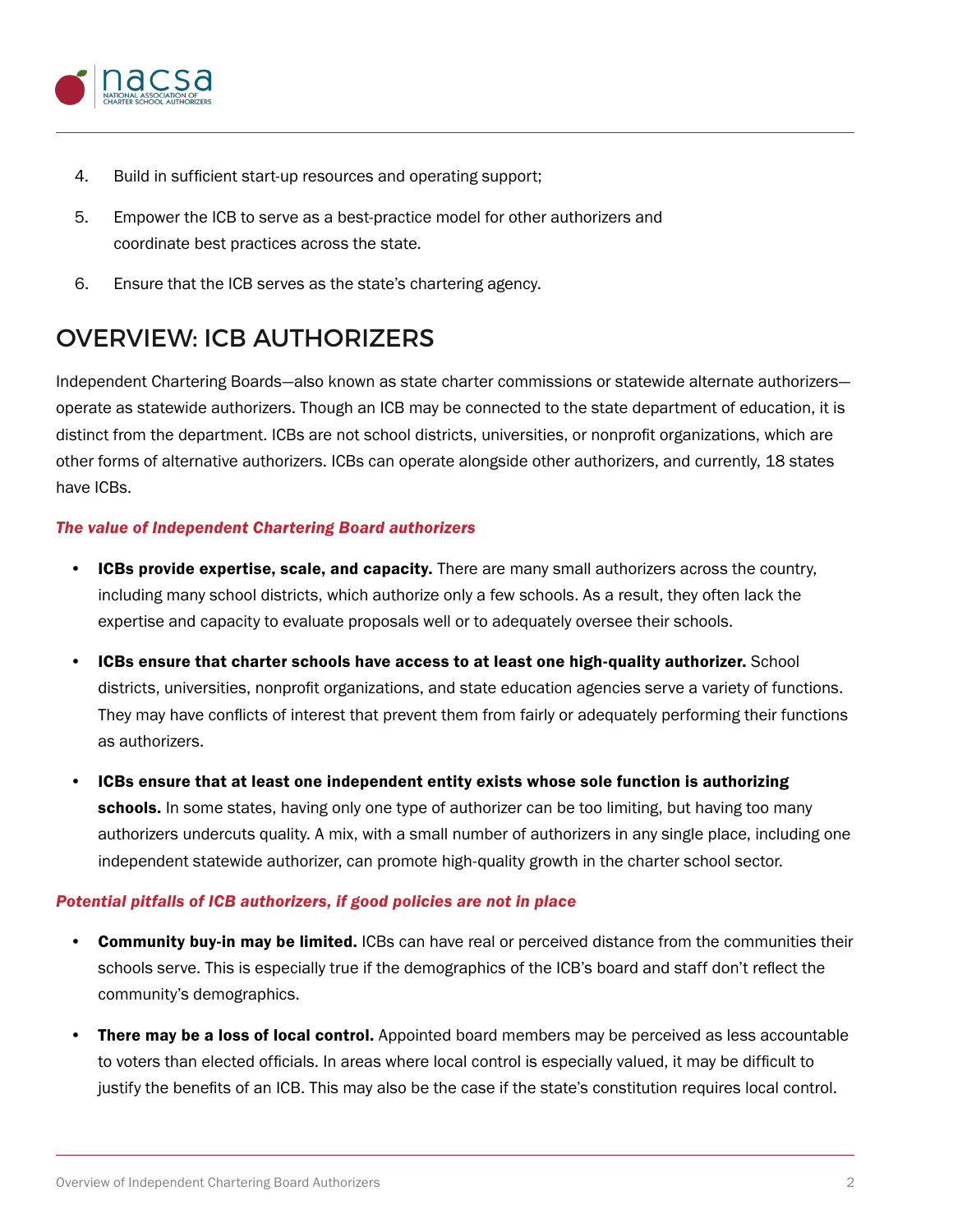4. Build in sufficient start-up resources and operating support;
5. Empower the ICB to serve as a best-practice model for other authorizers and coordinate best practices across the state.
6. Ensure that the ICB serves as the state's chartering agency.

## OVERVIEW: ICB AUTHORIZERS

Independent Chartering Boards—also known as state charter commissions or statewide alternate authorizers—operate as statewide authorizers. Though an ICB may be connected to the state department of education, it is distinct from the department. ICBs are not school districts, universities, or nonprofit organizations, which are other forms of alternative authorizers. ICBs can operate alongside other authorizers, and currently, 18 states have ICBs.

***The value of Independent Chartering Board authorizers***

- **ICBs provide expertise, scale, and capacity.** There are many small authorizers across the country, including many school districts, which authorize only a few schools. As a result, they often lack the expertise and capacity to evaluate proposals well or to adequately oversee their schools.
- **ICBs ensure that charter schools have access to at least one high-quality authorizer.** School districts, universities, nonprofit organizations, and state education agencies serve a variety of functions. They may have conflicts of interest that prevent them from fairly or adequately performing their functions as authorizers.
- **ICBs ensure that at least one independent entity exists whose sole function is authorizing schools.** In some states, having only one type of authorizer can be too limiting, but having too many authorizers undercuts quality. A mix, with a small number of authorizers in any single place, including one independent statewide authorizer, can promote high-quality growth in the charter school sector.

***Potential pitfalls of ICB authorizers, if good policies are not in place***

- **Community buy-in may be limited.** ICBs can have real or perceived distance from the communities their schools serve. This is especially true if the demographics of the ICB's board and staff don't reflect the community's demographics.
- **There may be a loss of local control.** Appointed board members may be perceived as less accountable to voters than elected officials. In areas where local control is especially valued, it may be difficult to justify the benefits of an ICB. This may also be the case if the state's constitution requires local control.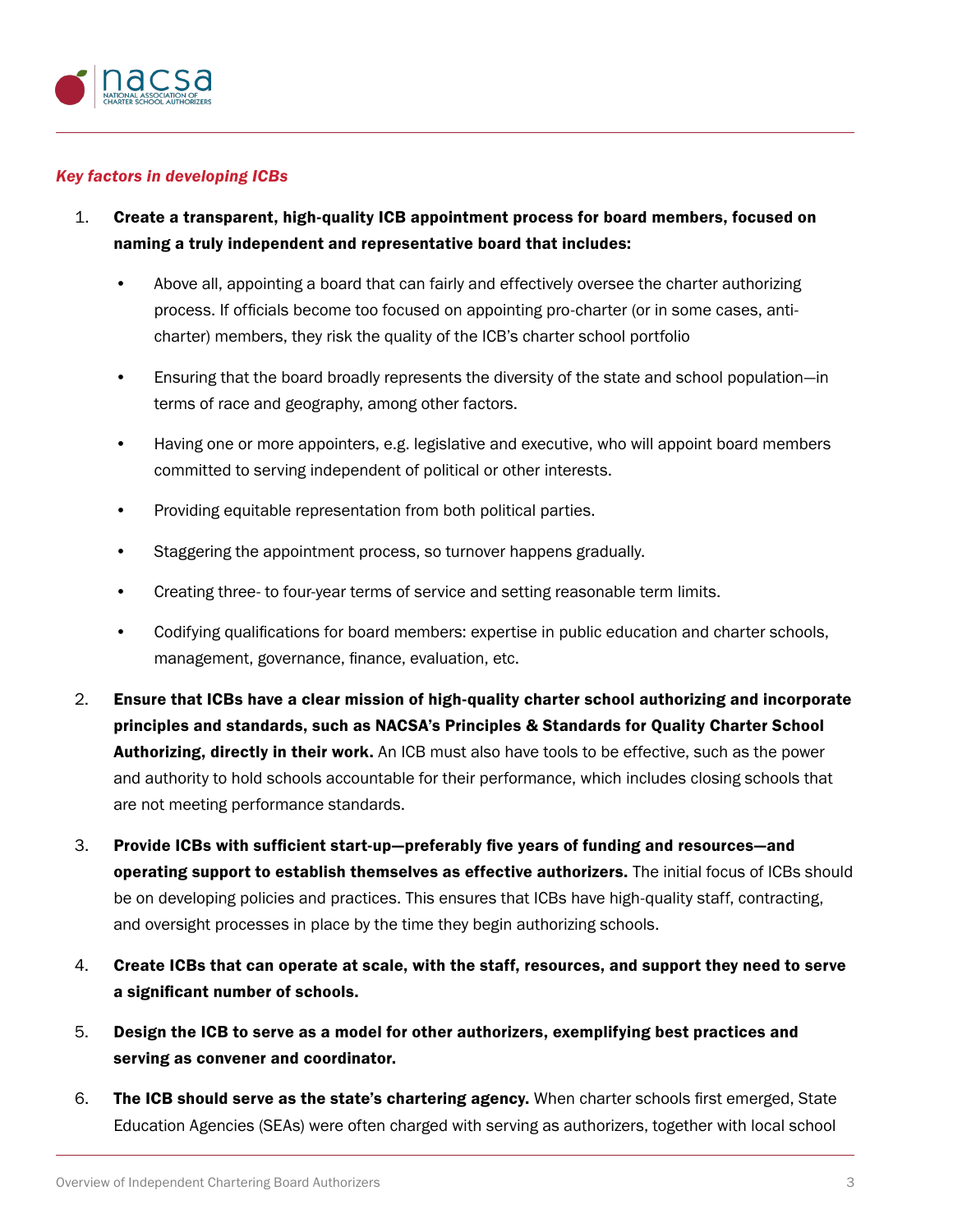*Key factors in developing ICBs*

1. **Create a transparent, high-quality ICB appointment process for board members, focused on naming a truly independent and representative board that includes:**
   - Above all, appointing a board that can fairly and effectively oversee the charter authorizing process. If officials become too focused on appointing pro-charter (or in some cases, anti-charter) members, they risk the quality of the ICB's charter school portfolio
   - Ensuring that the board broadly represents the diversity of the state and school population—in terms of race and geography, among other factors.
   - Having one or more appointers, e.g. legislative and executive, who will appoint board members committed to serving independent of political or other interests.
   - Providing equitable representation from both political parties.
   - Staggering the appointment process, so turnover happens gradually.
   - Creating three- to four-year terms of service and setting reasonable term limits.
   - Codifying qualifications for board members: expertise in public education and charter schools, management, governance, finance, evaluation, etc.
2. **Ensure that ICBs have a clear mission of high-quality charter school authorizing and incorporate principles and standards, such as NACSA's Principles & Standards for Quality Charter School Authorizing, directly in their work.** An ICB must also have tools to be effective, such as the power and authority to hold schools accountable for their performance, which includes closing schools that are not meeting performance standards.
3. **Provide ICBs with sufficient start-up—preferably five years of funding and resources—and operating support to establish themselves as effective authorizers.** The initial focus of ICBs should be on developing policies and practices. This ensures that ICBs have high-quality staff, contracting, and oversight processes in place by the time they begin authorizing schools.
4. **Create ICBs that can operate at scale, with the staff, resources, and support they need to serve a significant number of schools.**
5. **Design the ICB to serve as a model for other authorizers, exemplifying best practices and serving as convener and coordinator.**
6. **The ICB should serve as the state's chartering agency.** When charter schools first emerged, State Education Agencies (SEAs) were often charged with serving as authorizers, together with local school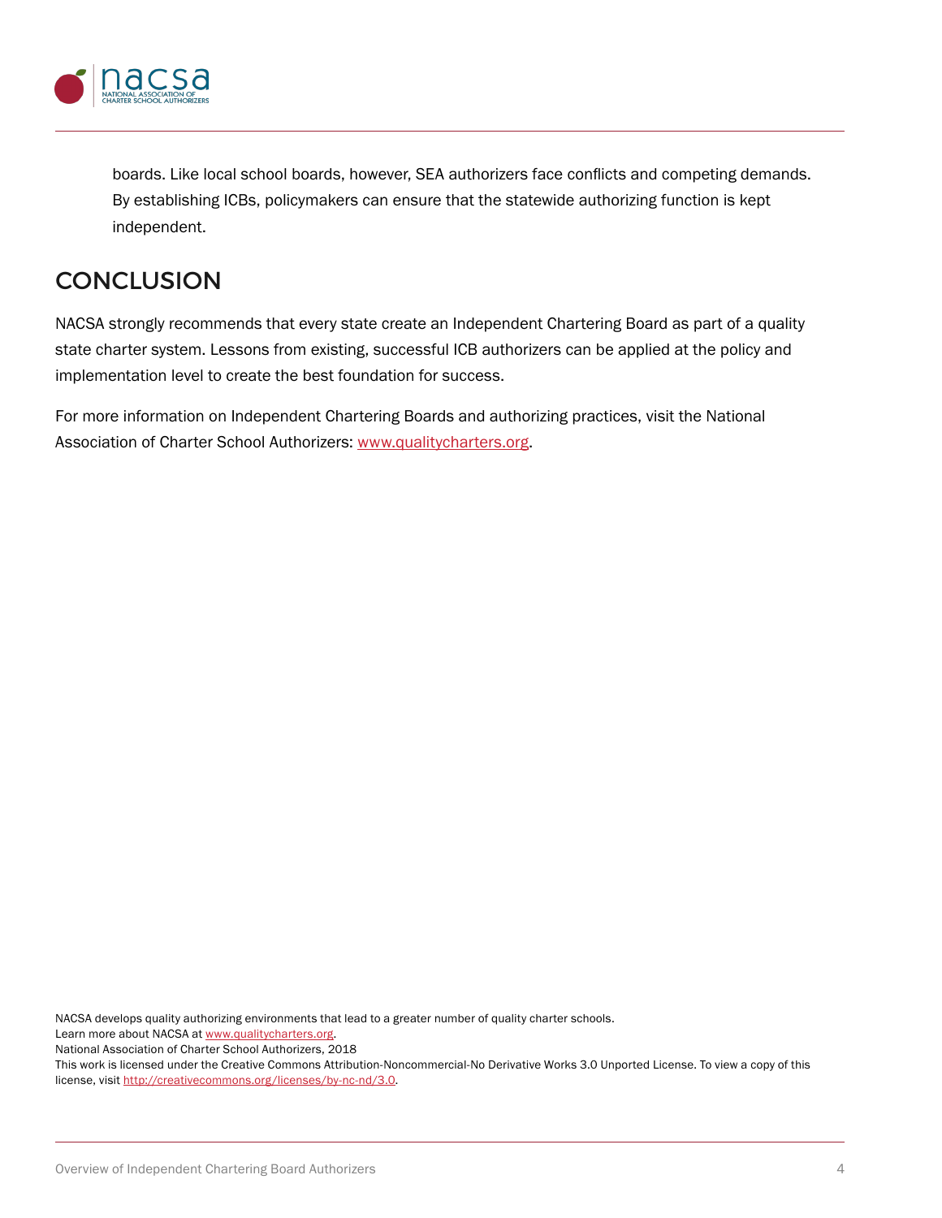boards. Like local school boards, however, SEA authorizers face conflicts and competing demands. By establishing ICBs, policymakers can ensure that the statewide authorizing function is kept independent.

## CONCLUSION

NACSA strongly recommends that every state create an Independent Chartering Board as part of a quality state charter system. Lessons from existing, successful ICB authorizers can be applied at the policy and implementation level to create the best foundation for success.

For more information on Independent Chartering Boards and authorizing practices, visit the National Association of Charter School Authorizers: www.qualitycharters.org.

NACSA develops quality authorizing environments that lead to a greater number of quality charter schools.
Learn more about NACSA at www.qualitycharters.org.
National Association of Charter School Authorizers, 2018
This work is licensed under the Creative Commons Attribution-Noncommercial-No Derivative Works 3.0 Unported License. To view a copy of this license, visit http://creativecommons.org/licenses/by-nc-nd/3.0.